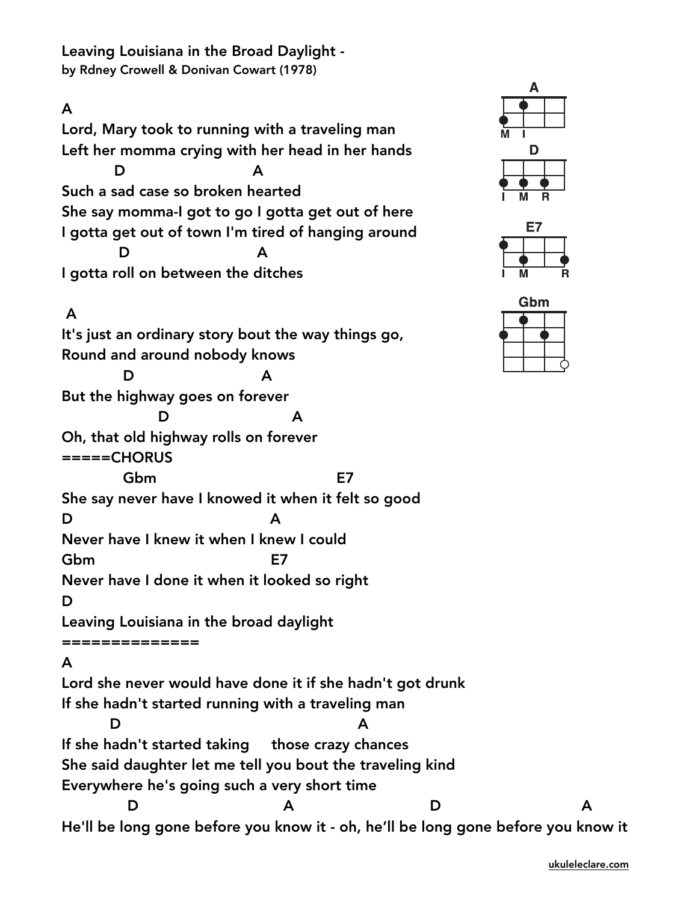Leaving Louisiana in the Broad Daylight -
by Rdney Crowell & Donivan Cowart (1978)

```
A
Lord, Mary took to running with a traveling man
Left her momma crying with her head in her hands
          D                            A
Such a sad case so broken hearted
She say momma-I got to go I gotta get out of here
I gotta get out of town I'm tired of hanging around
           D                           A
I gotta roll on between the ditches

 A
It's just an ordinary story bout the way things go,
Round and around nobody knows
            D                          A
But the highway goes on forever
                   D                           A
Oh, that old highway rolls on forever
=====CHORUS
           Gbm                                    E7
She say never have I knowed it when it felt so good
D                                        A
Never have I knew it when I knew I could
Gbm                                E7
Never have I done it when it looked so right
D
Leaving Louisiana in the broad daylight
==============
A
Lord she never would have done it if she hadn't got drunk
If she hadn't started running with a traveling man
         D                                                 A
If she hadn't started taking     those crazy chances
She said daughter let me tell you bout the traveling kind
Everywhere he's going such a very short time
            D                            A                         D                        A
He'll be long gone before you know it - oh, he'll be long gone before you know it
```

A
M I

D
I M R

E7
I M R

Gbm

ukuleleclare.com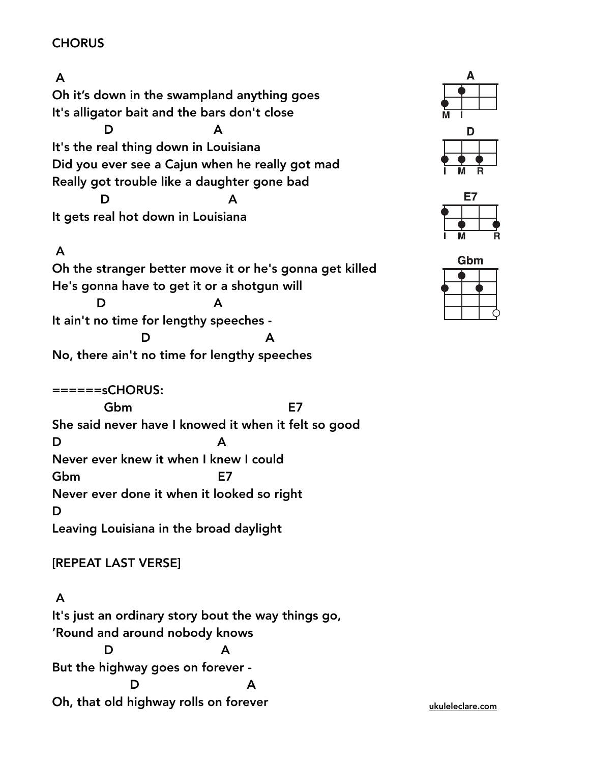CHORUS

```
 A
Oh it's down in the swampland anything goes
It's alligator bait and the bars don't close
            D                        A
It's the real thing down in Louisiana
Did you ever see a Cajun when he really got mad
Really got trouble like a daughter gone bad
           D                            A
It gets real hot down in Louisiana

 A
Oh the stranger better move it or he's gonna get killed
He's gonna have to get it or a shotgun will
          D                          A
It ain't no time for lengthy speeches -
                    D                            A
No, there ain't no time for lengthy speeches
```

======sCHORUS:

```
            Gbm                                    E7
She said never have I knowed it when it felt so good
D                                 A
Never ever knew it when I knew I could
Gbm                              E7
Never ever done it when it looked so right
D
Leaving Louisiana in the broad daylight
```

[REPEAT LAST VERSE]

```
 A
It's just an ordinary story bout the way things go,
'Round and around nobody knows
            D                          A
But the highway goes on forever -
                 D                         A
Oh, that old highway rolls on forever
```

A

D

E7

Gbm

ukuleleclare.com